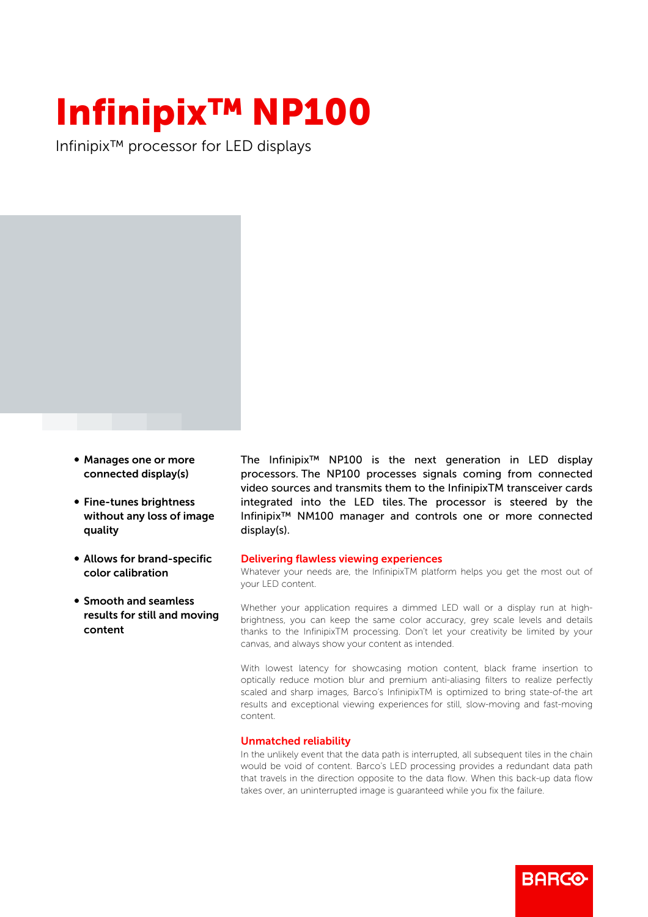# Infinipix™ NP100

Infinipix™ processor for LED displays

- **Manages one or more connected display(s)**
- **Fine-tunes brightness without any loss of image quality**
- **Allows for brand-specific color calibration**
- **Smooth and seamless results for still and moving content**

The Infinipix™ NP100 is the next generation in LED display processors. The NP100 processes signals coming from connected video sources and transmits them to the InfinipixTM transceiver cards integrated into the LED tiles. The processor is steered by the Infinipix™ NM100 manager and controls one or more connected display(s).

## Delivering flawless viewing experiences

Whatever your needs are, the InfinipixTM platform helps you get the most out of your LED content.

Whether your application requires a dimmed LED wall or a display run at high-brightness, you can keep the same color accuracy, grey scale levels and details thanks to the InfinipixTM processing. Don't let your creativity be limited by your canvas, and always show your content as intended.

With lowest latency for showcasing motion content, black frame insertion to optically reduce motion blur and premium anti-aliasing filters to realize perfectly scaled and sharp images, Barco's InfinipixTM is optimized to bring state-of-the art results and exceptional viewing experiences for still, slow-moving and fast-moving content.

## Unmatched reliability

In the unlikely event that the data path is interrupted, all subsequent tiles in the chain would be void of content. Barco's LED processing provides a redundant data path that travels in the direction opposite to the data flow. When this back-up data flow takes over, an uninterrupted image is guaranteed while you fix the failure.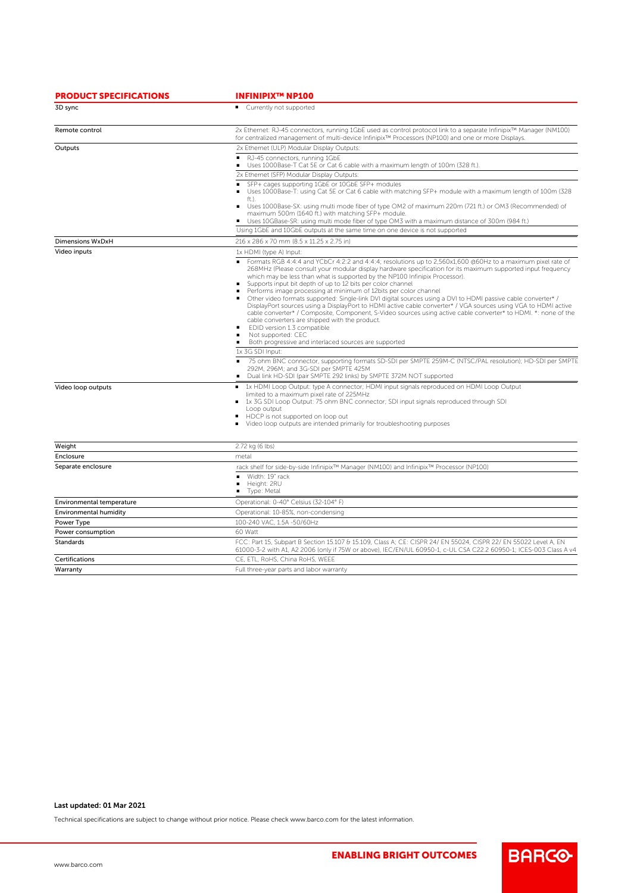| PRODUCT SPECIFICATIONS | INFINIPIX™ NP100 |
| --- | --- |
| 3D sync | ▪ Currently not supported |
| Remote control | 2x Ethernet: RJ-45 connectors, running 1GbE used as control protocol link to a separate Infinipix™ Manager (NM100) for centralized management of multi-device Infinipix™ Processors (NP100) and one or more Displays. |
| Outputs | 2x Ethernet (ULP) Modular Display Outputs:<br>▪ RJ-45 connectors, running 1GbE<br>▪ Uses 1000Base-T Cat 5E or Cat 6 cable with a maximum length of 100m (328 ft.).<br>2x Ethernet (SFP) Modular Display Outputs:<br>▪ SFP+ cages supporting 1GbE or 10GbE SFP+ modules<br>▪ Uses 1000Base-T: using Cat 5E or Cat 6 cable with matching SFP+ module with a maximum length of 100m (328 ft.).<br>▪ Uses 1000Base-SX: using multi mode fiber of type OM2 of maximum 220m (721 ft.) or OM3 (Recommended) of maximum 500m (1640 ft.) with matching SFP+ module.<br>▪ Uses 10GBase-SR: using multi mode fiber of type OM3 with a maximum distance of 300m (984 ft.)<br>Using 1GbE and 10GbE outputs at the same time on one device is not supported |
| Dimensions WxDxH | 216 x 286 x 70 mm (8.5 x 11.25 x 2.75 in) |
| Video inputs | 1x HDMI (type A) Input:<br>▪ Formats RGB 4:4:4 and YCbCr 4:2:2 and 4:4:4, resolutions up to 2,560x1,600 @60Hz to a maximum pixel rate of 268MHz (Please consult your modular display hardware specification for its maximum supported input frequency which may be less than what is supported by the NP100 Infinipix Processor).<br>▪ Supports input bit depth of up to 12 bits per color channel<br>▪ Performs image processing at minimum of 12bits per color channel<br>▪ Other video formats supported: Single-link DVI digital sources using a DVI to HDMI passive cable converter* / DisplayPort sources using a DisplayPort to HDMI active cable converter* / VGA sources using VGA to HDMI active cable converter* / Composite, Component, S-Video sources using active cable converter* to HDMI. *: none of the cable converters are shipped with the product.<br>▪ EDID version 1.3 compatible<br>▪ Not supported: CEC<br>▪ Both progressive and interlaced sources are supported<br>1x 3G SDI Input:<br>▪ 75 ohm BNC connector, supporting formats SD-SDI per SMPTE 259M-C (NTSC/PAL resolution); HD-SDI per SMPTE 292M, 296M; and 3G-SDI per SMPTE 425M<br>▪ Dual link HD-SDI (pair SMPTE 292 links) by SMPTE 372M NOT supported |
| Video loop outputs | ▪ 1x HDMI Loop Output: type A connector; HDMI input signals reproduced on HDMI Loop Output limited to a maximum pixel rate of 225MHz<br>▪ 1x 3G SDI Loop Output: 75 ohm BNC connector; SDI input signals reproduced through SDI Loop output<br>▪ HDCP is not supported on loop out<br>▪ Video loop outputs are intended primarily for troubleshooting purposes |
| Weight | 2.72 kg (6 lbs) |
| Enclosure | metal |
| Separate enclosure | rack shelf for side-by-side Infinipix™ Manager (NM100) and Infinipix™ Processor (NP100)<br>▪ Width: 19" rack<br>▪ Height: 2RU<br>▪ Type: Metal |
| Environmental temperature | Operational: 0-40° Celsius (32-104° F) |
| Environmental humidity | Operational: 10-85%, non-condensing |
| Power Type | 100-240 VAC, 1.5A -50/60Hz |
| Power consumption | 60 Watt |
| Standards | FCC: Part 15, Subpart B Section 15.107 & 15.109, Class A; CE: CISPR 24/ EN 55024, CISPR 22/ EN 55022 Level A, EN 61000-3-2 with A1, A2 2006 (only if 75W or above), IEC/EN/UL 60950-1, c-UL CSA C22.2 60950-1; ICES-003 Class A v4 |
| Certifications | CE, ETL, RoHS, China RoHS, WEEE |
| Warranty | Full three-year parts and labor warranty |

**Last updated: 01 Mar 2021**

Technical specifications are subject to change without prior notice. Please check www.barco.com for the latest information.

ENABLING BRIGHT OUTCOMES

BARCO

www.barco.com